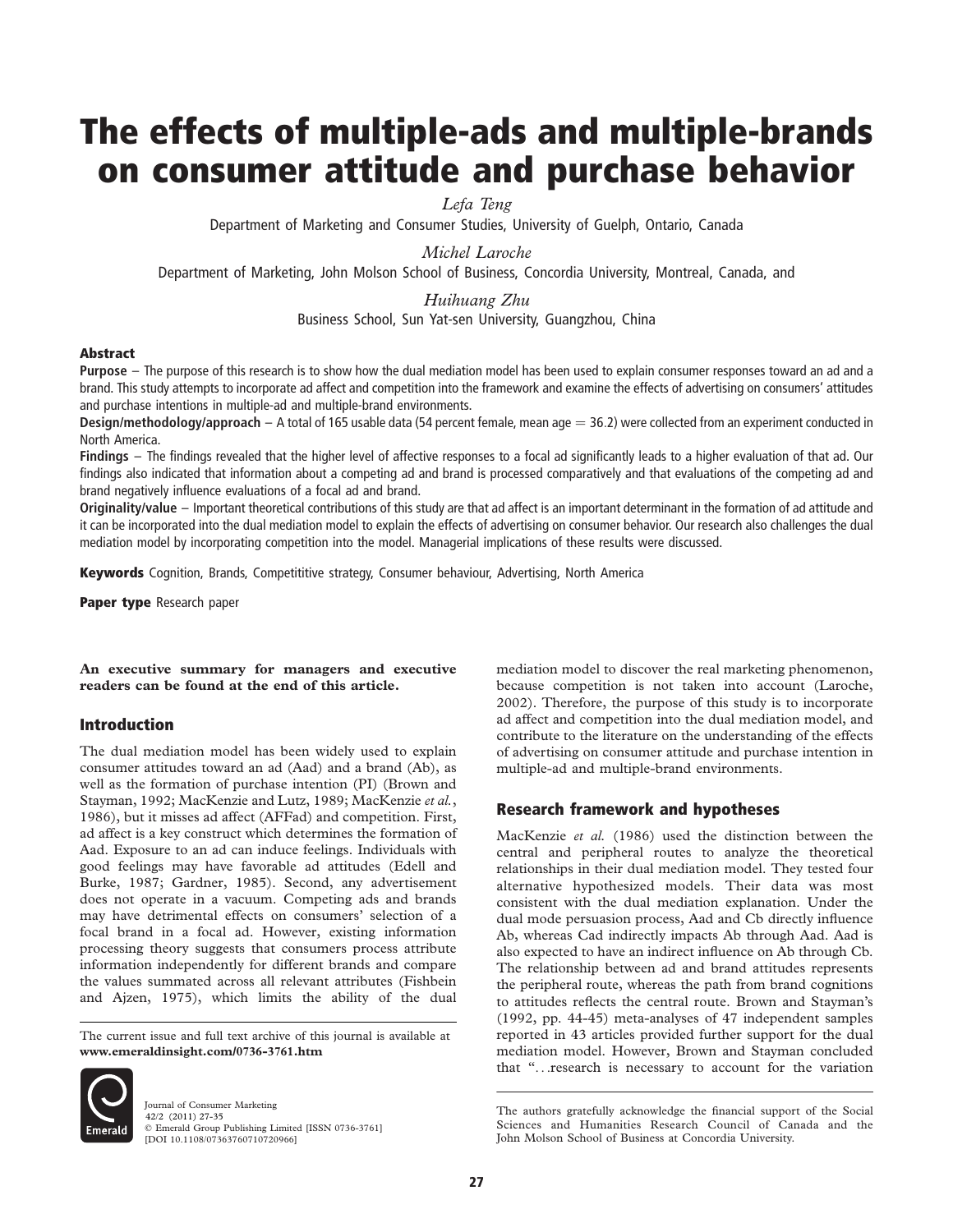# The effects of multiple-ads and multiple-brands on consumer attitude and purchase behavior

*Lefa Teng*

Department of Marketing and Consumer Studies, University of Guelph, Ontario, Canada

*Michel Laroche*

Department of Marketing, John Molson School of Business, Concordia University, Montreal, Canada, and

*Huihuang Zhu*

Business School, Sun Yat-sen University, Guangzhou, China

## Abstract

**Purpose** – The purpose of this research is to show how the dual mediation model has been used to explain consumer responses toward an ad and a brand. This study attempts to incorporate ad affect and competition into the framework and examine the effects of advertising on consumers' attitudes and purchase intentions in multiple-ad and multiple-brand environments.

**Design/methodology/approach** – A total of 165 usable data (54 percent female, mean age = 36.2) were collected from an experiment conducted in North America.

**Findings** – The findings revealed that the higher level of affective responses to a focal ad significantly leads to a higher evaluation of that ad. Our findings also indicated that information about a competing ad and brand is processed comparatively and that evaluations of the competing ad and brand negatively influence evaluations of a focal ad and brand.

**Originality/value** – Important theoretical contributions of this study are that ad affect is an important determinant in the formation of ad attitude and it can be incorporated into the dual mediation model to explain the effects of advertising on consumer behavior. Our research also challenges the dual mediation model by incorporating competition into the model. Managerial implications of these results were discussed.

**Keywords** Cognition, Brands, Competititive strategy, Consumer behaviour, Advertising, North America

**Paper type** Research paper

**An executive summary for managers and executive readers can be found at the end of this article.**

## Introduction

The dual mediation model has been widely used to explain consumer attitudes toward an ad (Aad) and a brand (Ab), as well as the formation of purchase intention (PI) (Brown and Stayman, 1992; MacKenzie and Lutz, 1989; MacKenzie *et al.*, 1986), but it misses ad affect (AFFad) and competition. First, ad affect is a key construct which determines the formation of Aad. Exposure to an ad can induce feelings. Individuals with good feelings may have favorable ad attitudes (Edell and Burke, 1987; Gardner, 1985). Second, any advertisement does not operate in a vacuum. Competing ads and brands may have detrimental effects on consumers' selection of a focal brand in a focal ad. However, existing information processing theory suggests that consumers process attribute information independently for different brands and compare the values summated across all relevant attributes (Fishbein and Ajzen, 1975), which limits the ability of the dual mediation model to discover the real marketing phenomenon, because competition is not taken into account (Laroche, 2002). Therefore, the purpose of this study is to incorporate ad affect and competition into the dual mediation model, and contribute to the literature on the understanding of the effects of advertising on consumer attitude and purchase intention in multiple-ad and multiple-brand environments.

## Research framework and hypotheses

MacKenzie *et al.* (1986) used the distinction between the central and peripheral routes to analyze the theoretical relationships in their dual mediation model. They tested four alternative hypothesized models. Their data was most consistent with the dual mediation explanation. Under the dual mode persuasion process, Aad and Cb directly influence Ab, whereas Cad indirectly impacts Ab through Aad. Aad is also expected to have an indirect influence on Ab through Cb. The relationship between ad and brand attitudes represents the peripheral route, whereas the path from brand cognitions to attitudes reflects the central route. Brown and Stayman's (1992, pp. 44-45) meta-analyses of 47 independent samples reported in 43 articles provided further support for the dual mediation model. However, Brown and Stayman concluded that "…research is necessary to account for the variation

The current issue and full text archive of this journal is available at **www.emeraldinsight.com/0736-3761.htm**

Journal of Consumer Marketing
42/2 (2011) 27-35
© Emerald Group Publishing Limited [ISSN 0736-3761]
[DOI 10.1108/07363760710720966]

The authors gratefully acknowledge the financial support of the Social Sciences and Humanities Research Council of Canada and the John Molson School of Business at Concordia University.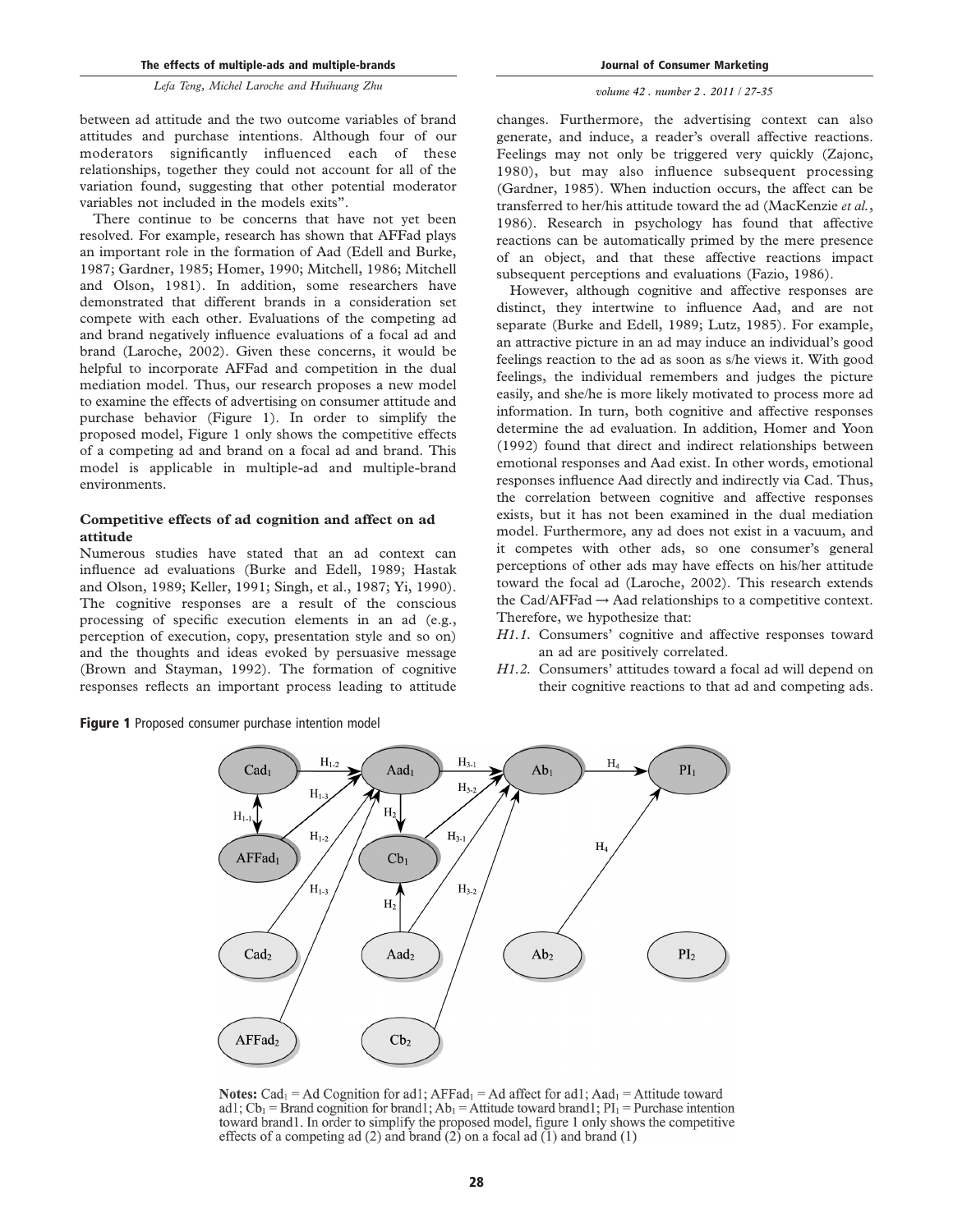between ad attitude and the two outcome variables of brand attitudes and purchase intentions. Although four of our moderators significantly influenced each of these relationships, together they could not account for all of the variation found, suggesting that other potential moderator variables not included in the models exits".

There continue to be concerns that have not yet been resolved. For example, research has shown that AFFad plays an important role in the formation of Aad (Edell and Burke, 1987; Gardner, 1985; Homer, 1990; Mitchell, 1986; Mitchell and Olson, 1981). In addition, some researchers have demonstrated that different brands in a consideration set compete with each other. Evaluations of the competing ad and brand negatively influence evaluations of a focal ad and brand (Laroche, 2002). Given these concerns, it would be helpful to incorporate AFFad and competition in the dual mediation model. Thus, our research proposes a new model to examine the effects of advertising on consumer attitude and purchase behavior (Figure 1). In order to simplify the proposed model, Figure 1 only shows the competitive effects of a competing ad and brand on a focal ad and brand. This model is applicable in multiple-ad and multiple-brand environments.

### Competitive effects of ad cognition and affect on ad attitude

Numerous studies have stated that an ad context can influence ad evaluations (Burke and Edell, 1989; Hastak and Olson, 1989; Keller, 1991; Singh, et al., 1987; Yi, 1990). The cognitive responses are a result of the conscious processing of specific execution elements in an ad (e.g., perception of execution, copy, presentation style and so on) and the thoughts and ideas evoked by persuasive message (Brown and Stayman, 1992). The formation of cognitive responses reflects an important process leading to attitude changes. Furthermore, the advertising context can also generate, and induce, a reader's overall affective reactions. Feelings may not only be triggered very quickly (Zajonc, 1980), but may also influence subsequent processing (Gardner, 1985). When induction occurs, the affect can be transferred to her/his attitude toward the ad (MacKenzie *et al.*, 1986). Research in psychology has found that affective reactions can be automatically primed by the mere presence of an object, and that these affective reactions impact subsequent perceptions and evaluations (Fazio, 1986).

However, although cognitive and affective responses are distinct, they intertwine to influence Aad, and are not separate (Burke and Edell, 1989; Lutz, 1985). For example, an attractive picture in an ad may induce an individual's good feelings reaction to the ad as soon as s/he views it. With good feelings, the individual remembers and judges the picture easily, and she/he is more likely motivated to process more ad information. In turn, both cognitive and affective responses determine the ad evaluation. In addition, Homer and Yoon (1992) found that direct and indirect relationships between emotional responses and Aad exist. In other words, emotional responses influence Aad directly and indirectly via Cad. Thus, the correlation between cognitive and affective responses exists, but it has not been examined in the dual mediation model. Furthermore, any ad does not exist in a vacuum, and it competes with other ads, so one consumer's general perceptions of other ads may have effects on his/her attitude toward the focal ad (Laroche, 2002). This research extends the Cad/AFFad → Aad relationships to a competitive context. Therefore, we hypothesize that:

- *H1.1.* Consumers' cognitive and affective responses toward an ad are positively correlated.
- *H1.2.* Consumers' attitudes toward a focal ad will depend on their cognitive reactions to that ad and competing ads.

**Figure 1** Proposed consumer purchase intention model

**Notes:** $Cad_1$ = Ad Cognition for ad1; $AFFad_1$ = Ad affect for ad1; $Aad_1$ = Attitude toward ad1; $Cb_1$ = Brand cognition for brand1; $Ab_1$ = Attitude toward brand1; $PI_1$ = Purchase intention toward brand1. In order to simplify the proposed model, figure 1 only shows the competitive effects of a competing ad (2) and brand (2) on a focal ad (1) and brand (1)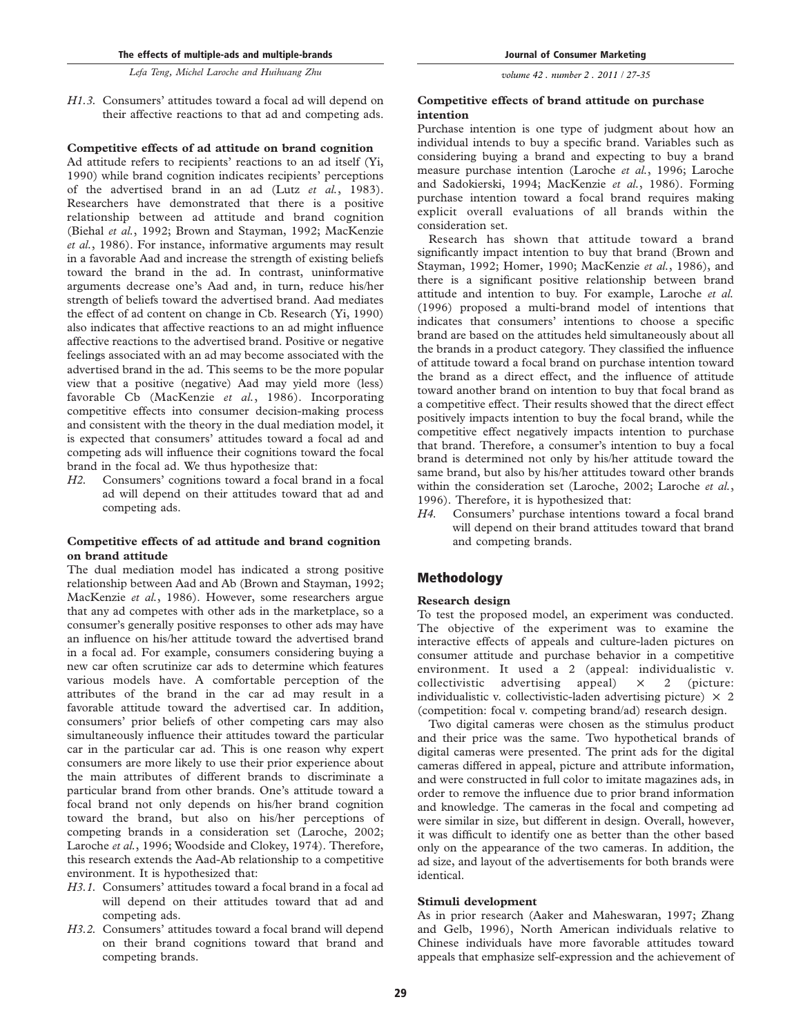*H1.3.* Consumers' attitudes toward a focal ad will depend on their affective reactions to that ad and competing ads.

### Competitive effects of ad attitude on brand cognition

Ad attitude refers to recipients' reactions to an ad itself (Yi, 1990) while brand cognition indicates recipients' perceptions of the advertised brand in an ad (Lutz *et al.*, 1983). Researchers have demonstrated that there is a positive relationship between ad attitude and brand cognition (Biehal *et al.*, 1992; Brown and Stayman, 1992; MacKenzie *et al.*, 1986). For instance, informative arguments may result in a favorable Aad and increase the strength of existing beliefs toward the brand in the ad. In contrast, uninformative arguments decrease one's Aad and, in turn, reduce his/her strength of beliefs toward the advertised brand. Aad mediates the effect of ad content on change in Cb. Research (Yi, 1990) also indicates that affective reactions to an ad might influence affective reactions to the advertised brand. Positive or negative feelings associated with an ad may become associated with the advertised brand in the ad. This seems to be the more popular view that a positive (negative) Aad may yield more (less) favorable Cb (MacKenzie *et al.*, 1986). Incorporating competitive effects into consumer decision-making process and consistent with the theory in the dual mediation model, it is expected that consumers' attitudes toward a focal ad and competing ads will influence their cognitions toward the focal brand in the focal ad. We thus hypothesize that:

*H2.* Consumers' cognitions toward a focal brand in a focal ad will depend on their attitudes toward that ad and competing ads.

### Competitive effects of ad attitude and brand cognition on brand attitude

The dual mediation model has indicated a strong positive relationship between Aad and Ab (Brown and Stayman, 1992; MacKenzie *et al.*, 1986). However, some researchers argue that any ad competes with other ads in the marketplace, so a consumer's generally positive responses to other ads may have an influence on his/her attitude toward the advertised brand in a focal ad. For example, consumers considering buying a new car often scrutinize car ads to determine which features various models have. A comfortable perception of the attributes of the brand in the car ad may result in a favorable attitude toward the advertised car. In addition, consumers' prior beliefs of other competing cars may also simultaneously influence their attitudes toward the particular car in the particular car ad. This is one reason why expert consumers are more likely to use their prior experience about the main attributes of different brands to discriminate a particular brand from other brands. One's attitude toward a focal brand not only depends on his/her brand cognition toward the brand, but also on his/her perceptions of competing brands in a consideration set (Laroche, 2002; Laroche *et al.*, 1996; Woodside and Clokey, 1974). Therefore, this research extends the Aad-Ab relationship to a competitive environment. It is hypothesized that:

*H3.1.* Consumers' attitudes toward a focal brand in a focal ad will depend on their attitudes toward that ad and competing ads.

*H3.2.* Consumers' attitudes toward a focal brand will depend on their brand cognitions toward that brand and competing brands.

### Competitive effects of brand attitude on purchase intention

Purchase intention is one type of judgment about how an individual intends to buy a specific brand. Variables such as considering buying a brand and expecting to buy a brand measure purchase intention (Laroche *et al.*, 1996; Laroche and Sadokierski, 1994; MacKenzie *et al.*, 1986). Forming purchase intention toward a focal brand requires making explicit overall evaluations of all brands within the consideration set.

Research has shown that attitude toward a brand significantly impact intention to buy that brand (Brown and Stayman, 1992; Homer, 1990; MacKenzie *et al.*, 1986), and there is a significant positive relationship between brand attitude and intention to buy. For example, Laroche *et al.* (1996) proposed a multi-brand model of intentions that indicates that consumers' intentions to choose a specific brand are based on the attitudes held simultaneously about all the brands in a product category. They classified the influence of attitude toward a focal brand on purchase intention toward the brand as a direct effect, and the influence of attitude toward another brand on intention to buy that focal brand as a competitive effect. Their results showed that the direct effect positively impacts intention to buy the focal brand, while the competitive effect negatively impacts intention to purchase that brand. Therefore, a consumer's intention to buy a focal brand is determined not only by his/her attitude toward the same brand, but also by his/her attitudes toward other brands within the consideration set (Laroche, 2002; Laroche *et al.*, 1996). Therefore, it is hypothesized that:

*H4.* Consumers' purchase intentions toward a focal brand will depend on their brand attitudes toward that brand and competing brands.

## Methodology

### Research design

To test the proposed model, an experiment was conducted. The objective of the experiment was to examine the interactive effects of appeals and culture-laden pictures on consumer attitude and purchase behavior in a competitive environment. It used a 2 (appeal: individualistic v. collectivistic advertising appeal) × 2 (picture: individualistic v. collectivistic-laden advertising picture) × 2 (competition: focal v. competing brand/ad) research design.

Two digital cameras were chosen as the stimulus product and their price was the same. Two hypothetical brands of digital cameras were presented. The print ads for the digital cameras differed in appeal, picture and attribute information, and were constructed in full color to imitate magazines ads, in order to remove the influence due to prior brand information and knowledge. The cameras in the focal and competing ad were similar in size, but different in design. Overall, however, it was difficult to identify one as better than the other based only on the appearance of the two cameras. In addition, the ad size, and layout of the advertisements for both brands were identical.

### Stimuli development

As in prior research (Aaker and Maheswaran, 1997; Zhang and Gelb, 1996), North American individuals relative to Chinese individuals have more favorable attitudes toward appeals that emphasize self-expression and the achievement of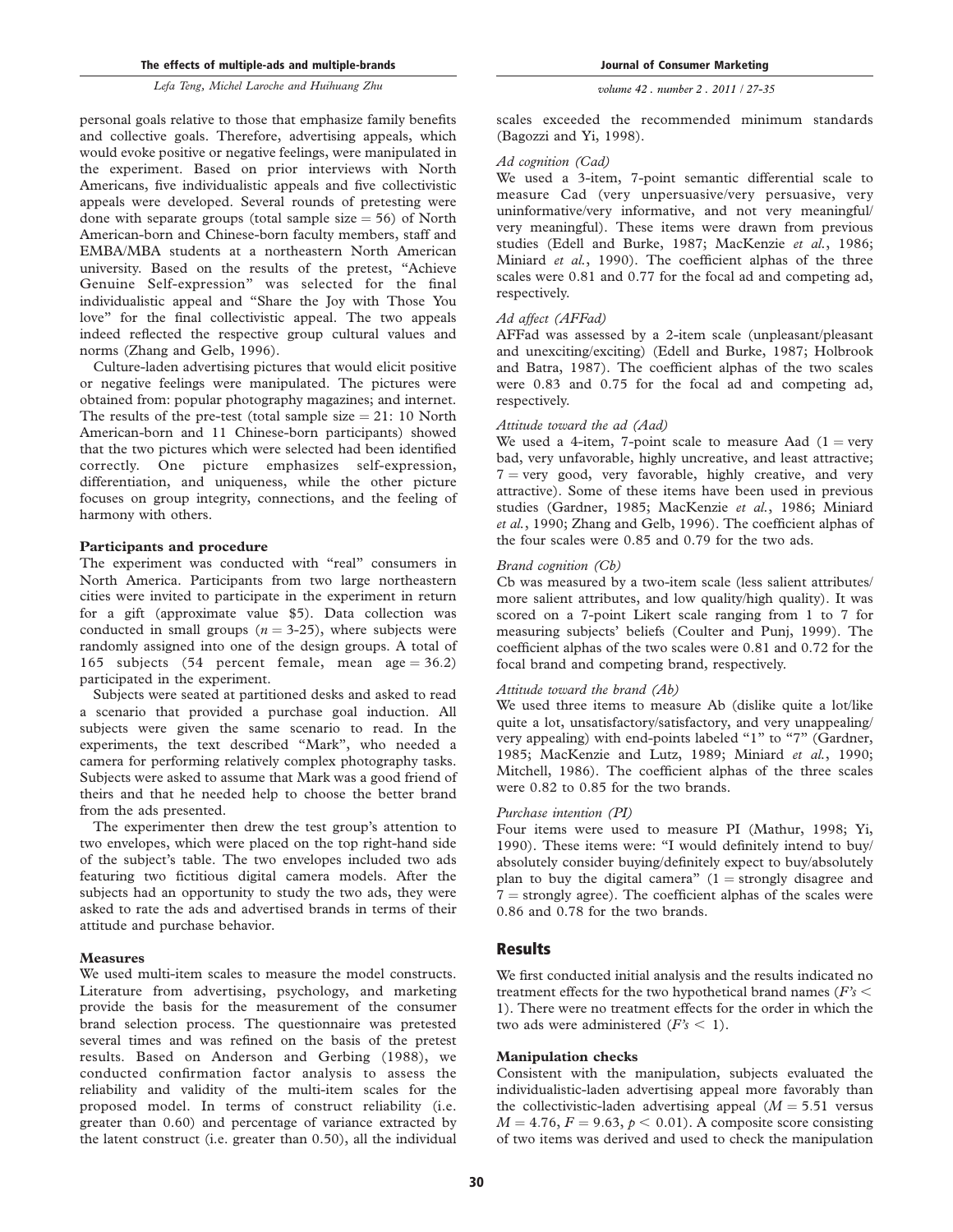personal goals relative to those that emphasize family benefits and collective goals. Therefore, advertising appeals, which would evoke positive or negative feelings, were manipulated in the experiment. Based on prior interviews with North Americans, five individualistic appeals and five collectivistic appeals were developed. Several rounds of pretesting were done with separate groups (total sample size = 56) of North American-born and Chinese-born faculty members, staff and EMBA/MBA students at a northeastern North American university. Based on the results of the pretest, "Achieve Genuine Self-expression" was selected for the final individualistic appeal and "Share the Joy with Those You love" for the final collectivistic appeal. The two appeals indeed reflected the respective group cultural values and norms (Zhang and Gelb, 1996).

Culture-laden advertising pictures that would elicit positive or negative feelings were manipulated. The pictures were obtained from: popular photography magazines; and internet. The results of the pre-test (total sample size = 21: 10 North American-born and 11 Chinese-born participants) showed that the two pictures which were selected had been identified correctly. One picture emphasizes self-expression, differentiation, and uniqueness, while the other picture focuses on group integrity, connections, and the feeling of harmony with others.

### Participants and procedure

The experiment was conducted with "real" consumers in North America. Participants from two large northeastern cities were invited to participate in the experiment in return for a gift (approximate value $5). Data collection was conducted in small groups ($n$ = 3-25), where subjects were randomly assigned into one of the design groups. A total of 165 subjects (54 percent female, mean age = 36.2) participated in the experiment.

Subjects were seated at partitioned desks and asked to read a scenario that provided a purchase goal induction. All subjects were given the same scenario to read. In the experiments, the text described "Mark", who needed a camera for performing relatively complex photography tasks. Subjects were asked to assume that Mark was a good friend of theirs and that he needed help to choose the better brand from the ads presented.

The experimenter then drew the test group's attention to two envelopes, which were placed on the top right-hand side of the subject's table. The two envelopes included two ads featuring two fictitious digital camera models. After the subjects had an opportunity to study the two ads, they were asked to rate the ads and advertised brands in terms of their attitude and purchase behavior.

### Measures

We used multi-item scales to measure the model constructs. Literature from advertising, psychology, and marketing provide the basis for the measurement of the consumer brand selection process. The questionnaire was pretested several times and was refined on the basis of the pretest results. Based on Anderson and Gerbing (1988), we conducted confirmation factor analysis to assess the reliability and validity of the multi-item scales for the proposed model. In terms of construct reliability (i.e. greater than 0.60) and percentage of variance extracted by the latent construct (i.e. greater than 0.50), all the individual scales exceeded the recommended minimum standards (Bagozzi and Yi, 1998).

*Ad cognition (Cad)*

We used a 3-item, 7-point semantic differential scale to measure Cad (very unpersuasive/very persuasive, very uninformative/very informative, and not very meaningful/very meaningful). These items were drawn from previous studies (Edell and Burke, 1987; MacKenzie *et al.*, 1986; Miniard *et al.*, 1990). The coefficient alphas of the three scales were 0.81 and 0.77 for the focal ad and competing ad, respectively.

*Ad affect (AFFad)*

AFFad was assessed by a 2-item scale (unpleasant/pleasant and unexciting/exciting) (Edell and Burke, 1987; Holbrook and Batra, 1987). The coefficient alphas of the two scales were 0.83 and 0.75 for the focal ad and competing ad, respectively.

*Attitude toward the ad (Aad)*

We used a 4-item, 7-point scale to measure Aad (1 = very bad, very unfavorable, highly uncreative, and least attractive; 7 = very good, very favorable, highly creative, and very attractive). Some of these items have been used in previous studies (Gardner, 1985; MacKenzie *et al.*, 1986; Miniard *et al.*, 1990; Zhang and Gelb, 1996). The coefficient alphas of the four scales were 0.85 and 0.79 for the two ads.

*Brand cognition (Cb)*

Cb was measured by a two-item scale (less salient attributes/more salient attributes, and low quality/high quality). It was scored on a 7-point Likert scale ranging from 1 to 7 for measuring subjects' beliefs (Coulter and Punj, 1999). The coefficient alphas of the two scales were 0.81 and 0.72 for the focal brand and competing brand, respectively.

*Attitude toward the brand (Ab)*

We used three items to measure Ab (dislike quite a lot/like quite a lot, unsatisfactory/satisfactory, and very unappealing/very appealing) with end-points labeled "1" to "7" (Gardner, 1985; MacKenzie and Lutz, 1989; Miniard *et al.*, 1990; Mitchell, 1986). The coefficient alphas of the three scales were 0.82 to 0.85 for the two brands.

*Purchase intention (PI)*

Four items were used to measure PI (Mathur, 1998; Yi, 1990). These items were: "I would definitely intend to buy/absolutely consider buying/definitely expect to buy/absolutely plan to buy the digital camera" (1 = strongly disagree and 7 = strongly agree). The coefficient alphas of the scales were 0.86 and 0.78 for the two brands.

## Results

We first conducted initial analysis and the results indicated no treatment effects for the two hypothetical brand names ($F$'s < 1). There were no treatment effects for the order in which the two ads were administered ($F$'s < 1).

### Manipulation checks

Consistent with the manipulation, subjects evaluated the individualistic-laden advertising appeal more favorably than the collectivistic-laden advertising appeal ($M = 5.51$ versus $M = 4.76$, $F = 9.63$, $p < 0.01$). A composite score consisting of two items was derived and used to check the manipulation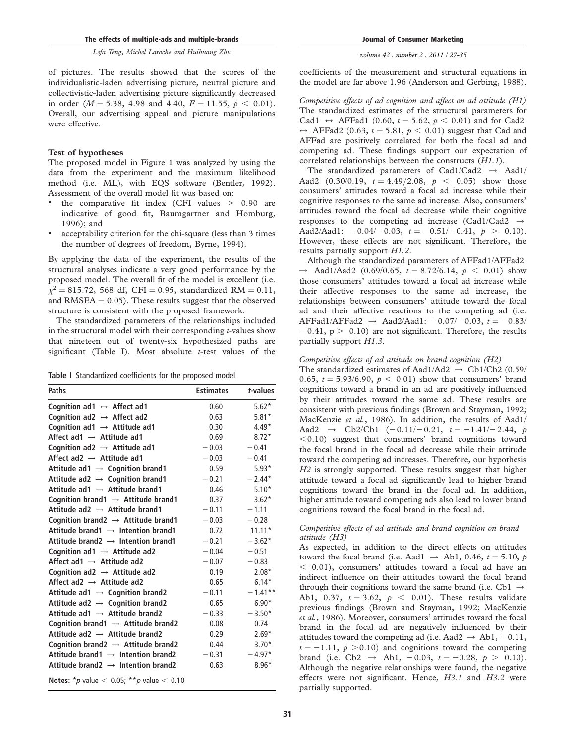of pictures. The results showed that the scores of the individualistic-laden advertising picture, neutral picture and collectivistic-laden advertising picture significantly decreased in order ($M = 5.38$, 4.98 and 4.40, $F = 11.55$, $p < 0.01$). Overall, our advertising appeal and picture manipulations were effective.

### Test of hypotheses

The proposed model in Figure 1 was analyzed by using the data from the experiment and the maximum likelihood method (i.e. ML), with EQS software (Bentler, 1992). Assessment of the overall model fit was based on:

- the comparative fit index (CFI values > 0.90 are indicative of good fit, Baumgartner and Homburg, 1996); and
- acceptability criterion for the chi-square (less than 3 times the number of degrees of freedom, Byrne, 1994).

By applying the data of the experiment, the results of the structural analyses indicate a very good performance by the proposed model. The overall fit of the model is excellent (i.e. $\chi^2 = 815.72$, 568 df, CFI = 0.95, standardized RM = 0.11, and RMSEA = 0.05). These results suggest that the observed structure is consistent with the proposed framework.

The standardized parameters of the relationships included in the structural model with their corresponding *t*-values show that nineteen out of twenty-six hypothesized paths are significant (Table I). Most absolute *t*-test values of the coefficients of the measurement and structural equations in the model are far above 1.96 (Anderson and Gerbing, 1988).

**Table I** Standardized coefficients for the proposed model

| Paths | Estimates | *t*-values |
|---|---|---|
| Cognition ad1 ↔ Affect ad1 | 0.60 | 5.62* |
| Cognition ad2 ↔ Affect ad2 | 0.63 | 5.81* |
| Cognition ad1 → Attitude ad1 | 0.30 | 4.49* |
| Affect ad1 → Attitude ad1 | 0.69 | 8.72* |
| Cognition ad2 → Attitude ad1 | −0.03 | −0.41 |
| Affect ad2 → Attitude ad1 | −0.03 | −0.41 |
| Attitude ad1 → Cognition brand1 | 0.59 | 5.93* |
| Attitude ad2 → Cognition brand1 | −0.21 | −2.44* |
| Attitude ad1 → Attitude brand1 | 0.46 | 5.10* |
| Cognition brand1 → Attitude brand1 | 0.37 | 3.62* |
| Attitude ad2 → Attitude brand1 | −0.11 | −1.11 |
| Cognition brand2 → Attitude brand1 | −0.03 | −0.28 |
| Attitude brand1 → Intention brand1 | 0.72 | 11.11* |
| Attitude brand2 → Intention brand1 | −0.21 | −3.62* |
| Cognition ad1 → Attitude ad2 | −0.04 | −0.51 |
| Affect ad1 → Attitude ad2 | −0.07 | −0.83 |
| Cognition ad2 → Attitude ad2 | 0.19 | 2.08* |
| Affect ad2 → Attitude ad2 | 0.65 | 6.14* |
| Attitude ad1 → Cognition brand2 | −0.11 | −1.41** |
| Attitude ad2 → Cognition brand2 | 0.65 | 6.90* |
| Attitude ad1 → Attitude brand2 | −0.33 | −3.50* |
| Cognition brand1 → Attitude brand2 | 0.08 | 0.74 |
| Attitude ad2 → Attitude brand2 | 0.29 | 2.69* |
| Cognition brand2 → Attitude brand2 | 0.44 | 3.70* |
| Attitude brand1 → Intention brand2 | −0.31 | −4.97* |
| Attitude brand2 → Intention brand2 | 0.63 | 8.96* |

**Notes:** *$p$ value < 0.05; **$p$ value < 0.10

#### *Competitive effects of ad cognition and affect on ad attitude (H1)*

The standardized estimates of the structural parameters for Cad1 ↔ AFFad1 (0.60, $t = 5.62$, $p < 0.01$) and for Cad2 ↔ AFFad2 (0.63, $t = 5.81$, $p < 0.01$) suggest that Cad and AFFad are positively correlated for both the focal ad and competing ad. These findings support our expectation of correlated relationships between the constructs (*H1.1*).

The standardized parameters of Cad1/Cad2 → Aad1/Aad2 (0.30/0.19, $t = 4.49/2.08$, $p < 0.05$) show those consumers' attitudes toward a focal ad increase while their cognitive responses to the same ad increase. Also, consumers' attitudes toward the focal ad decrease while their cognitive responses to the competing ad increase (Cad1/Cad2 → Aad2/Aad1: −0.04/−0.03, $t = -0.51/-0.41$, $p > 0.10$). However, these effects are not significant. Therefore, the results partially support *H1.2*.

Although the standardized parameters of AFFad1/AFFad2 → Aad1/Aad2 (0.69/0.65, $t = 8.72/6.14$, $p < 0.01$) show those consumers' attitudes toward a focal ad increase while their affective responses to the same ad increase, the relationships between consumers' attitude toward the focal ad and their affective reactions to the competing ad (i.e. AFFad1/AFFad2 → Aad2/Aad1: −0.07/−0.03, $t = -0.83/-0.41$, $p > 0.10$) are not significant. Therefore, the results partially support *H1.3*.

#### *Competitive effects of ad attitude on brand cognition (H2)*

The standardized estimates of Aad1/Ad2 → Cb1/Cb2 (0.59/0.65, $t = 5.93/6.90$, $p < 0.01$) show that consumers' brand cognitions toward a brand in an ad are positively influenced by their attitudes toward the same ad. These results are consistent with previous findings (Brown and Stayman, 1992; MacKenzie *et al.*, 1986). In addition, the results of Aad1/Aad2 → Cb2/Cb1 (−0.11/−0.21, $t = -1.41/-2.44$, $p < 0.10$) suggest that consumers' brand cognitions toward the focal brand in the focal ad decrease while their attitude toward the competing ad increases. Therefore, our hypothesis *H2* is strongly supported. These results suggest that higher attitude toward a focal ad significantly lead to higher brand cognitions toward the brand in the focal ad. In addition, higher attitude toward competing ads also lead to lower brand cognitions toward the focal brand in the focal ad.

#### *Competitive effects of ad attitude and brand cognition on brand attitude (H3)*

As expected, in addition to the direct effects on attitudes toward the focal brand (i.e. Aad1 → Ab1, 0.46, $t = 5.10$, $p < 0.01$), consumers' attitudes toward a focal ad have an indirect influence on their attitudes toward the focal brand through their cognitions toward the same brand (i.e. Cb1 → Ab1, 0.37, $t = 3.62$, $p < 0.01$). These results validate previous findings (Brown and Stayman, 1992; MacKenzie *et al.*, 1986). Moreover, consumers' attitudes toward the focal brand in the focal ad are negatively influenced by their attitudes toward the competing ad (i.e. Aad2 → Ab1, −0.11, $t = -1.11$, $p > 0.10$) and cognitions toward the competing brand (i.e. Cb2 → Ab1, −0.03, $t = -0.28$, $p > 0.10$). Although the negative relationships were found, the negative effects were not significant. Hence, *H3.1* and *H3.2* were partially supported.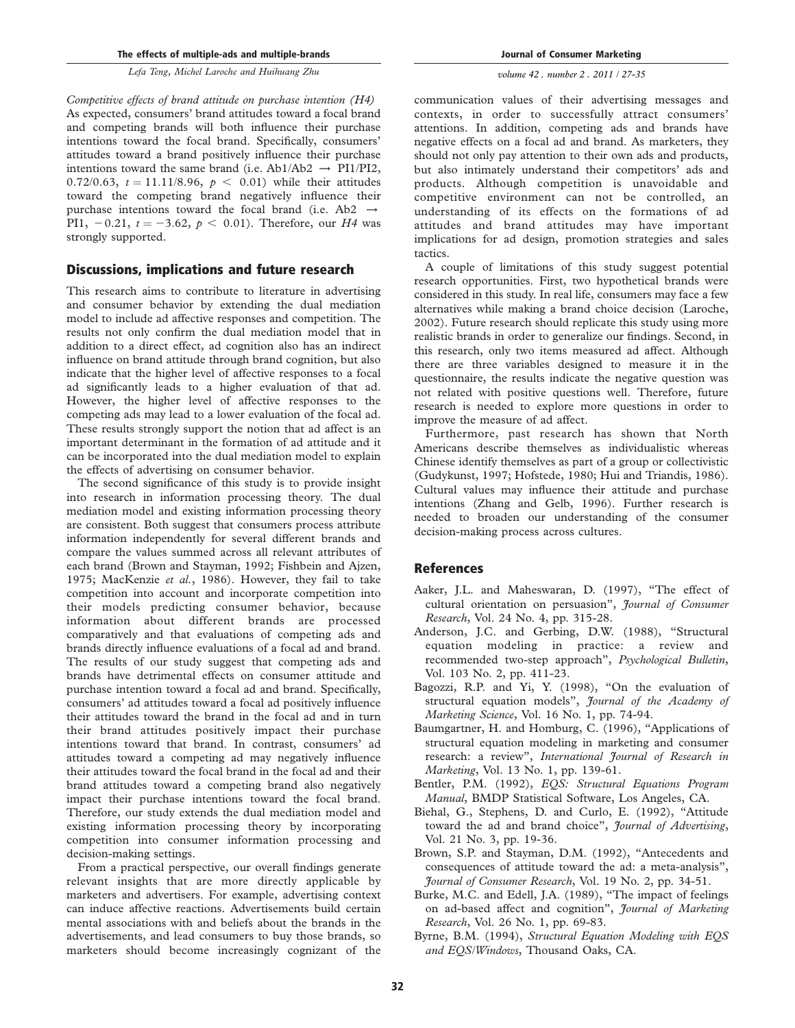*Competitive effects of brand attitude on purchase intention (H4)*

As expected, consumers' brand attitudes toward a focal brand and competing brands will both influence their purchase intentions toward the focal brand. Specifically, consumers' attitudes toward a brand positively influence their purchase intentions toward the same brand (i.e. Ab1/Ab2 → PI1/PI2, 0.72/0.63, $t = 11.11/8.96$, $p < 0.01$) while their attitudes toward the competing brand negatively influence their purchase intentions toward the focal brand (i.e. Ab2 → PI1, −0.21, $t = -3.62$, $p < 0.01$). Therefore, our *H4* was strongly supported.

## Discussions, implications and future research

This research aims to contribute to literature in advertising and consumer behavior by extending the dual mediation model to include ad affective responses and competition. The results not only confirm the dual mediation model that in addition to a direct effect, ad cognition also has an indirect influence on brand attitude through brand cognition, but also indicate that the higher level of affective responses to a focal ad significantly leads to a higher evaluation of that ad. However, the higher level of affective responses to the competing ads may lead to a lower evaluation of the focal ad. These results strongly support the notion that ad affect is an important determinant in the formation of ad attitude and it can be incorporated into the dual mediation model to explain the effects of advertising on consumer behavior.

The second significance of this study is to provide insight into research in information processing theory. The dual mediation model and existing information processing theory are consistent. Both suggest that consumers process attribute information independently for several different brands and compare the values summed across all relevant attributes of each brand (Brown and Stayman, 1992; Fishbein and Ajzen, 1975; MacKenzie *et al.*, 1986). However, they fail to take competition into account and incorporate competition into their models predicting consumer behavior, because information about different brands are processed comparatively and that evaluations of competing ads and brands directly influence evaluations of a focal ad and brand. The results of our study suggest that competing ads and brands have detrimental effects on consumer attitude and purchase intention toward a focal ad and brand. Specifically, consumers' ad attitudes toward a focal ad positively influence their attitudes toward the brand in the focal ad and in turn their brand attitudes positively impact their purchase intentions toward that brand. In contrast, consumers' ad attitudes toward a competing ad may negatively influence their attitudes toward the focal brand in the focal ad and their brand attitudes toward a competing brand also negatively impact their purchase intentions toward the focal brand. Therefore, our study extends the dual mediation model and existing information processing theory by incorporating competition into consumer information processing and decision-making settings.

From a practical perspective, our overall findings generate relevant insights that are more directly applicable by marketers and advertisers. For example, advertising context can induce affective reactions. Advertisements build certain mental associations with and beliefs about the brands in the advertisements, and lead consumers to buy those brands, so marketers should become increasingly cognizant of the communication values of their advertising messages and contexts, in order to successfully attract consumers' attentions. In addition, competing ads and brands have negative effects on a focal ad and brand. As marketers, they should not only pay attention to their own ads and products, but also intimately understand their competitors' ads and products. Although competition is unavoidable and competitive environment can not be controlled, an understanding of its effects on the formations of ad attitudes and brand attitudes may have important implications for ad design, promotion strategies and sales tactics.

A couple of limitations of this study suggest potential research opportunities. First, two hypothetical brands were considered in this study. In real life, consumers may face a few alternatives while making a brand choice decision (Laroche, 2002). Future research should replicate this study using more realistic brands in order to generalize our findings. Second, in this research, only two items measured ad affect. Although there are three variables designed to measure it in the questionnaire, the results indicate the negative question was not related with positive questions well. Therefore, future research is needed to explore more questions in order to improve the measure of ad affect.

Furthermore, past research has shown that North Americans describe themselves as individualistic whereas Chinese identify themselves as part of a group or collectivistic (Gudykunst, 1997; Hofstede, 1980; Hui and Triandis, 1986). Cultural values may influence their attitude and purchase intentions (Zhang and Gelb, 1996). Further research is needed to broaden our understanding of the consumer decision-making process across cultures.

## References

Aaker, J.L. and Maheswaran, D. (1997), "The effect of cultural orientation on persuasion", *Journal of Consumer Research*, Vol. 24 No. 4, pp. 315-28.

Anderson, J.C. and Gerbing, D.W. (1988), "Structural equation modeling in practice: a review and recommended two-step approach", *Psychological Bulletin*, Vol. 103 No. 2, pp. 411-23.

Bagozzi, R.P. and Yi, Y. (1998), "On the evaluation of structural equation models", *Journal of the Academy of Marketing Science*, Vol. 16 No. 1, pp. 74-94.

Baumgartner, H. and Homburg, C. (1996), "Applications of structural equation modeling in marketing and consumer research: a review", *International Journal of Research in Marketing*, Vol. 13 No. 1, pp. 139-61.

Bentler, P.M. (1992), *EQS: Structural Equations Program Manual*, BMDP Statistical Software, Los Angeles, CA.

Biehal, G., Stephens, D. and Curlo, E. (1992), "Attitude toward the ad and brand choice", *Journal of Advertising*, Vol. 21 No. 3, pp. 19-36.

Brown, S.P. and Stayman, D.M. (1992), "Antecedents and consequences of attitude toward the ad: a meta-analysis", *Journal of Consumer Research*, Vol. 19 No. 2, pp. 34-51.

Burke, M.C. and Edell, J.A. (1989), "The impact of feelings on ad-based affect and cognition", *Journal of Marketing Research*, Vol. 26 No. 1, pp. 69-83.

Byrne, B.M. (1994), *Structural Equation Modeling with EQS and EQS/Windows*, Thousand Oaks, CA.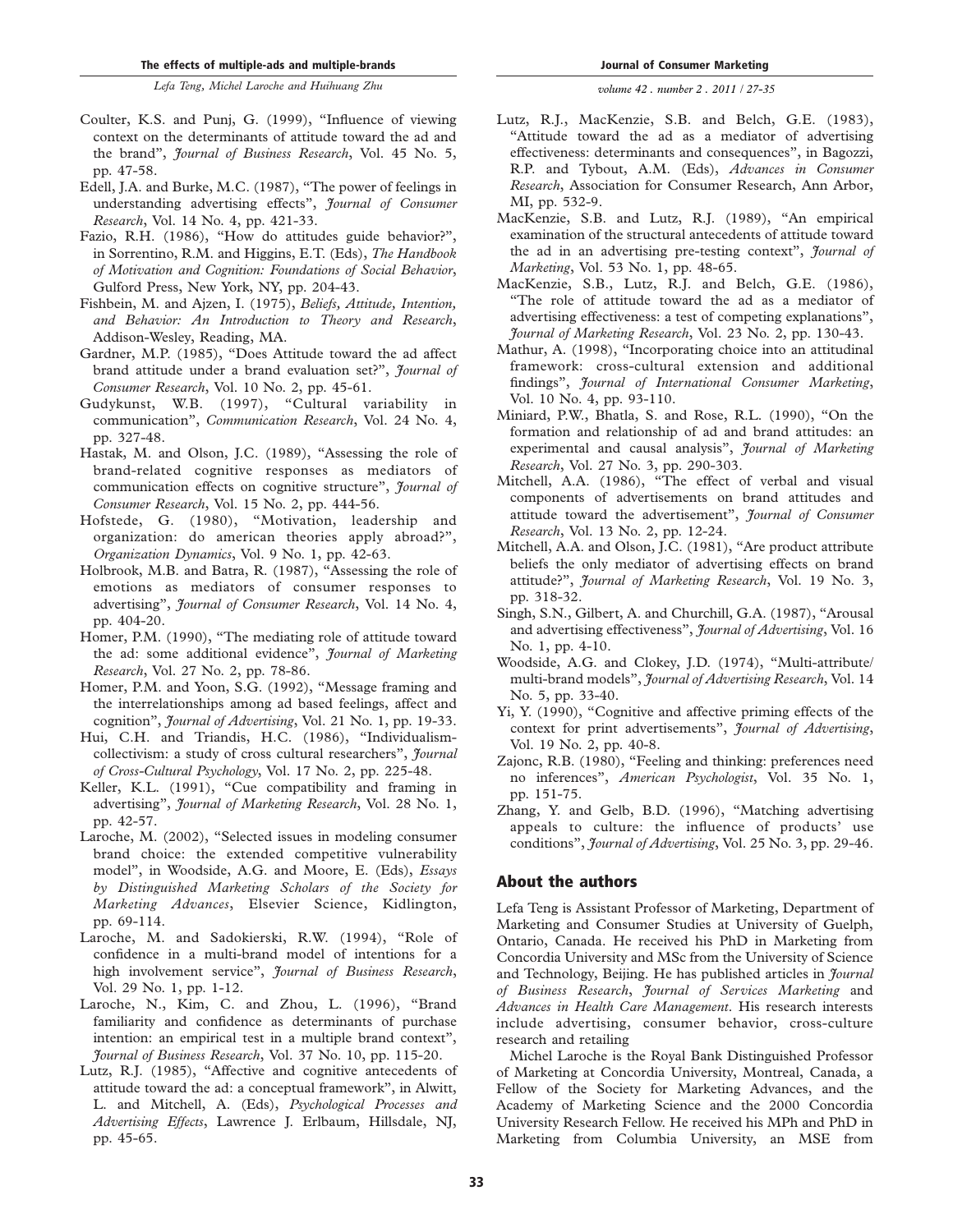Coulter, K.S. and Punj, G. (1999), "Influence of viewing context on the determinants of attitude toward the ad and the brand", *Journal of Business Research*, Vol. 45 No. 5, pp. 47-58.

Edell, J.A. and Burke, M.C. (1987), "The power of feelings in understanding advertising effects", *Journal of Consumer Research*, Vol. 14 No. 4, pp. 421-33.

Fazio, R.H. (1986), "How do attitudes guide behavior?", in Sorrentino, R.M. and Higgins, E.T. (Eds), *The Handbook of Motivation and Cognition: Foundations of Social Behavior*, Gulford Press, New York, NY, pp. 204-43.

Fishbein, M. and Ajzen, I. (1975), *Beliefs, Attitude, Intention, and Behavior: An Introduction to Theory and Research*, Addison-Wesley, Reading, MA.

Gardner, M.P. (1985), "Does Attitude toward the ad affect brand attitude under a brand evaluation set?", *Journal of Consumer Research*, Vol. 10 No. 2, pp. 45-61.

Gudykunst, W.B. (1997), "Cultural variability in communication", *Communication Research*, Vol. 24 No. 4, pp. 327-48.

Hastak, M. and Olson, J.C. (1989), "Assessing the role of brand-related cognitive responses as mediators of communication effects on cognitive structure", *Journal of Consumer Research*, Vol. 15 No. 2, pp. 444-56.

Hofstede, G. (1980), "Motivation, leadership and organization: do american theories apply abroad?", *Organization Dynamics*, Vol. 9 No. 1, pp. 42-63.

Holbrook, M.B. and Batra, R. (1987), "Assessing the role of emotions as mediators of consumer responses to advertising", *Journal of Consumer Research*, Vol. 14 No. 4, pp. 404-20.

Homer, P.M. (1990), "The mediating role of attitude toward the ad: some additional evidence", *Journal of Marketing Research*, Vol. 27 No. 2, pp. 78-86.

Homer, P.M. and Yoon, S.G. (1992), "Message framing and the interrelationships among ad based feelings, affect and cognition", *Journal of Advertising*, Vol. 21 No. 1, pp. 19-33.

Hui, C.H. and Triandis, H.C. (1986), "Individualism-collectivism: a study of cross cultural researchers", *Journal of Cross-Cultural Psychology*, Vol. 17 No. 2, pp. 225-48.

Keller, K.L. (1991), "Cue compatibility and framing in advertising", *Journal of Marketing Research*, Vol. 28 No. 1, pp. 42-57.

Laroche, M. (2002), "Selected issues in modeling consumer brand choice: the extended competitive vulnerability model", in Woodside, A.G. and Moore, E. (Eds), *Essays by Distinguished Marketing Scholars of the Society for Marketing Advances*, Elsevier Science, Kidlington, pp. 69-114.

Laroche, M. and Sadokierski, R.W. (1994), "Role of confidence in a multi-brand model of intentions for a high involvement service", *Journal of Business Research*, Vol. 29 No. 1, pp. 1-12.

Laroche, N., Kim, C. and Zhou, L. (1996), "Brand familiarity and confidence as determinants of purchase intention: an empirical test in a multiple brand context", *Journal of Business Research*, Vol. 37 No. 10, pp. 115-20.

Lutz, R.J. (1985), "Affective and cognitive antecedents of attitude toward the ad: a conceptual framework", in Alwitt, L. and Mitchell, A. (Eds), *Psychological Processes and Advertising Effects*, Lawrence J. Erlbaum, Hillsdale, NJ, pp. 45-65.

Lutz, R.J., MacKenzie, S.B. and Belch, G.E. (1983), "Attitude toward the ad as a mediator of advertising effectiveness: determinants and consequences", in Bagozzi, R.P. and Tybout, A.M. (Eds), *Advances in Consumer Research*, Association for Consumer Research, Ann Arbor, MI, pp. 532-9.

MacKenzie, S.B. and Lutz, R.J. (1989), "An empirical examination of the structural antecedents of attitude toward the ad in an advertising pre-testing context", *Journal of Marketing*, Vol. 53 No. 1, pp. 48-65.

MacKenzie, S.B., Lutz, R.J. and Belch, G.E. (1986), "The role of attitude toward the ad as a mediator of advertising effectiveness: a test of competing explanations", *Journal of Marketing Research*, Vol. 23 No. 2, pp. 130-43.

Mathur, A. (1998), "Incorporating choice into an attitudinal framework: cross-cultural extension and additional findings", *Journal of International Consumer Marketing*, Vol. 10 No. 4, pp. 93-110.

Miniard, P.W., Bhatla, S. and Rose, R.L. (1990), "On the formation and relationship of ad and brand attitudes: an experimental and causal analysis", *Journal of Marketing Research*, Vol. 27 No. 3, pp. 290-303.

Mitchell, A.A. (1986), "The effect of verbal and visual components of advertisements on brand attitudes and attitude toward the advertisement", *Journal of Consumer Research*, Vol. 13 No. 2, pp. 12-24.

Mitchell, A.A. and Olson, J.C. (1981), "Are product attribute beliefs the only mediator of advertising effects on brand attitude?", *Journal of Marketing Research*, Vol. 19 No. 3, pp. 318-32.

Singh, S.N., Gilbert, A. and Churchill, G.A. (1987), "Arousal and advertising effectiveness", *Journal of Advertising*, Vol. 16 No. 1, pp. 4-10.

Woodside, A.G. and Clokey, J.D. (1974), "Multi-attribute/multi-brand models", *Journal of Advertising Research*, Vol. 14 No. 5, pp. 33-40.

Yi, Y. (1990), "Cognitive and affective priming effects of the context for print advertisements", *Journal of Advertising*, Vol. 19 No. 2, pp. 40-8.

Zajonc, R.B. (1980), "Feeling and thinking: preferences need no inferences", *American Psychologist*, Vol. 35 No. 1, pp. 151-75.

Zhang, Y. and Gelb, B.D. (1996), "Matching advertising appeals to culture: the influence of products' use conditions", *Journal of Advertising*, Vol. 25 No. 3, pp. 29-46.

## About the authors

Lefa Teng is Assistant Professor of Marketing, Department of Marketing and Consumer Studies at University of Guelph, Ontario, Canada. He received his PhD in Marketing from Concordia University and MSc from the University of Science and Technology, Beijing. He has published articles in *Journal of Business Research*, *Journal of Services Marketing* and *Advances in Health Care Management*. His research interests include advertising, consumer behavior, cross-culture research and retailing

Michel Laroche is the Royal Bank Distinguished Professor of Marketing at Concordia University, Montreal, Canada, a Fellow of the Society for Marketing Advances, and the Academy of Marketing Science and the 2000 Concordia University Research Fellow. He received his MPh and PhD in Marketing from Columbia University, an MSE from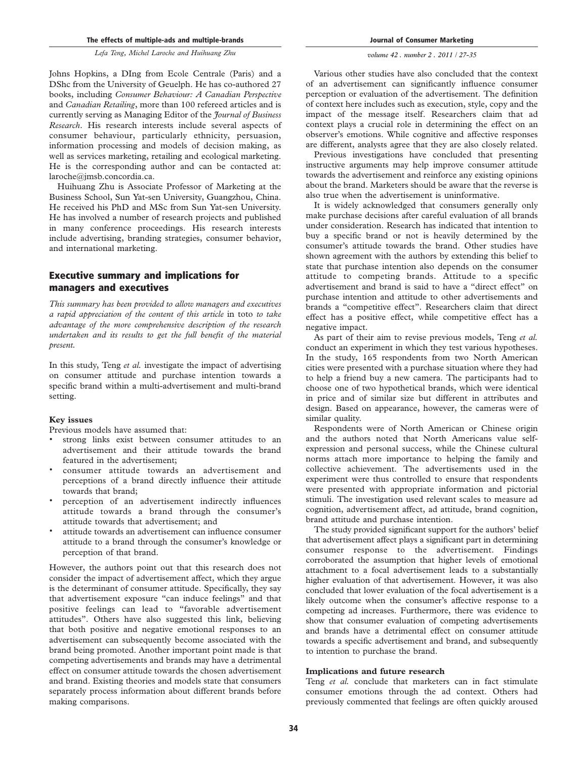Johns Hopkins, a DIng from Ecole Centrale (Paris) and a DShc from the University of Geuelph. He has co-authored 27 books, including *Consumer Behaviour: A Canadian Perspective* and *Canadian Retailing*, more than 100 refereed articles and is currently serving as Managing Editor of the *Journal of Business Research*. His research interests include several aspects of consumer behaviour, particularly ethnicity, persuasion, information processing and models of decision making, as well as services marketing, retailing and ecological marketing. He is the corresponding author and can be contacted at: laroche@jmsb.concordia.ca.

Huihuang Zhu is Associate Professor of Marketing at the Business School, Sun Yat-sen University, Guangzhou, China. He received his PhD and MSc from Sun Yat-sen University. He has involved a number of research projects and published in many conference proceedings. His research interests include advertising, branding strategies, consumer behavior, and international marketing.

## Executive summary and implications for managers and executives

*This summary has been provided to allow managers and executives a rapid appreciation of the content of this article* in toto *to take advantage of the more comprehensive description of the research undertaken and its results to get the full benefit of the material present.*

In this study, Teng *et al.* investigate the impact of advertising on consumer attitude and purchase intention towards a specific brand within a multi-advertisement and multi-brand setting.

### Key issues

Previous models have assumed that:

- strong links exist between consumer attitudes to an advertisement and their attitude towards the brand featured in the advertisement;
- consumer attitude towards an advertisement and perceptions of a brand directly influence their attitude towards that brand;
- perception of an advertisement indirectly influences attitude towards a brand through the consumer's attitude towards that advertisement; and
- attitude towards an advertisement can influence consumer attitude to a brand through the consumer's knowledge or perception of that brand.

However, the authors point out that this research does not consider the impact of advertisement affect, which they argue is the determinant of consumer attitude. Specifically, they say that advertisement exposure "can induce feelings" and that positive feelings can lead to "favorable advertisement attitudes". Others have also suggested this link, believing that both positive and negative emotional responses to an advertisement can subsequently become associated with the brand being promoted. Another important point made is that competing advertisements and brands may have a detrimental effect on consumer attitude towards the chosen advertisement and brand. Existing theories and models state that consumers separately process information about different brands before making comparisons.

Various other studies have also concluded that the context of an advertisement can significantly influence consumer perception or evaluation of the advertisement. The definition of context here includes such as execution, style, copy and the impact of the message itself. Researchers claim that ad context plays a crucial role in determining the effect on an observer's emotions. While cognitive and affective responses are different, analysts agree that they are also closely related.

Previous investigations have concluded that presenting instructive arguments may help improve consumer attitude towards the advertisement and reinforce any existing opinions about the brand. Marketers should be aware that the reverse is also true when the advertisement is uninformative.

It is widely acknowledged that consumers generally only make purchase decisions after careful evaluation of all brands under consideration. Research has indicated that intention to buy a specific brand or not is heavily determined by the consumer's attitude towards the brand. Other studies have shown agreement with the authors by extending this belief to state that purchase intention also depends on the consumer attitude to competing brands. Attitude to a specific advertisement and brand is said to have a "direct effect" on purchase intention and attitude to other advertisements and brands a "competitive effect". Researchers claim that direct effect has a positive effect, while competitive effect has a negative impact.

As part of their aim to revise previous models, Teng *et al.* conduct an experiment in which they test various hypotheses. In the study, 165 respondents from two North American cities were presented with a purchase situation where they had to help a friend buy a new camera. The participants had to choose one of two hypothetical brands, which were identical in price and of similar size but different in attributes and design. Based on appearance, however, the cameras were of similar quality.

Respondents were of North American or Chinese origin and the authors noted that North Americans value self-expression and personal success, while the Chinese cultural norms attach more importance to helping the family and collective achievement. The advertisements used in the experiment were thus controlled to ensure that respondents were presented with appropriate information and pictorial stimuli. The investigation used relevant scales to measure ad cognition, advertisement affect, ad attitude, brand cognition, brand attitude and purchase intention.

The study provided significant support for the authors' belief that advertisement affect plays a significant part in determining consumer response to the advertisement. Findings corroborated the assumption that higher levels of emotional attachment to a focal advertisement leads to a substantially higher evaluation of that advertisement. However, it was also concluded that lower evaluation of the focal advertisement is a likely outcome when the consumer's affective response to a competing ad increases. Furthermore, there was evidence to show that consumer evaluation of competing advertisements and brands have a detrimental effect on consumer attitude towards a specific advertisement and brand, and subsequently to intention to purchase the brand.

### Implications and future research

Teng *et al.* conclude that marketers can in fact stimulate consumer emotions through the ad context. Others had previously commented that feelings are often quickly aroused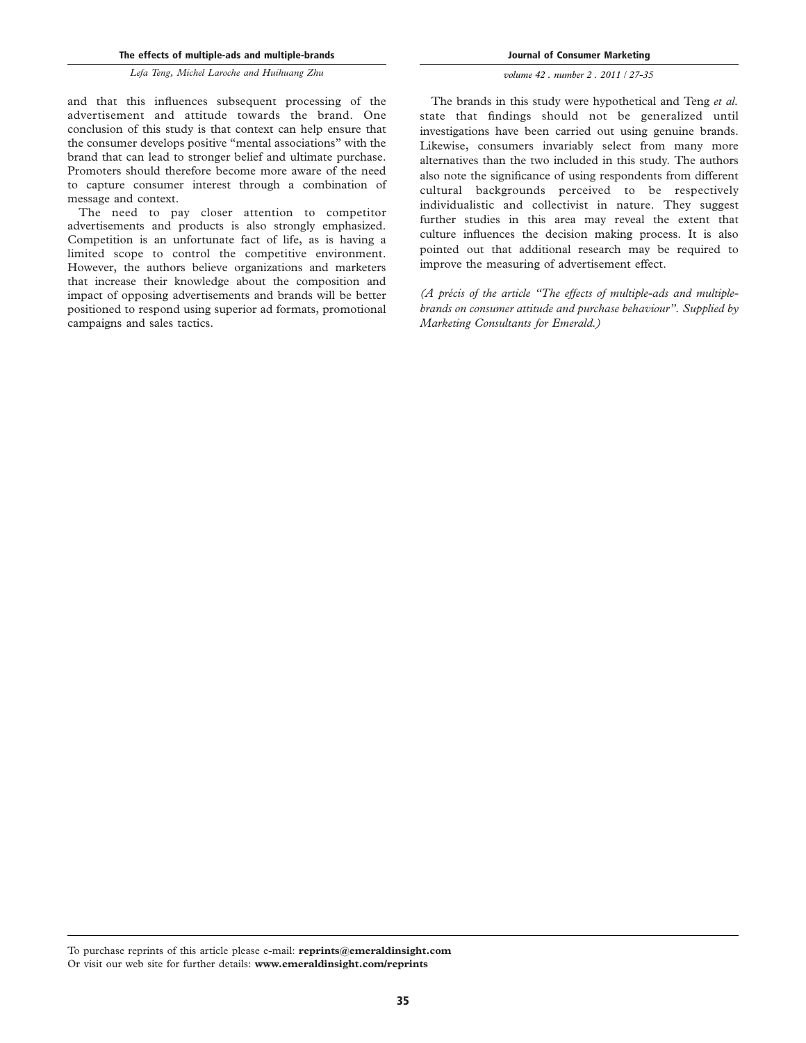and that this influences subsequent processing of the advertisement and attitude towards the brand. One conclusion of this study is that context can help ensure that the consumer develops positive "mental associations" with the brand that can lead to stronger belief and ultimate purchase. Promoters should therefore become more aware of the need to capture consumer interest through a combination of message and context.

The need to pay closer attention to competitor advertisements and products is also strongly emphasized. Competition is an unfortunate fact of life, as is having a limited scope to control the competitive environment. However, the authors believe organizations and marketers that increase their knowledge about the composition and impact of opposing advertisements and brands will be better positioned to respond using superior ad formats, promotional campaigns and sales tactics.

The brands in this study were hypothetical and Teng *et al.* state that findings should not be generalized until investigations have been carried out using genuine brands. Likewise, consumers invariably select from many more alternatives than the two included in this study. The authors also note the significance of using respondents from different cultural backgrounds perceived to be respectively individualistic and collectivist in nature. They suggest further studies in this area may reveal the extent that culture influences the decision making process. It is also pointed out that additional research may be required to improve the measuring of advertisement effect.

*(A précis of the article "The effects of multiple-ads and multiple-brands on consumer attitude and purchase behaviour". Supplied by Marketing Consultants for Emerald.)*

To purchase reprints of this article please e-mail: **reprints@emeraldinsight.com**
Or visit our web site for further details: **www.emeraldinsight.com/reprints**